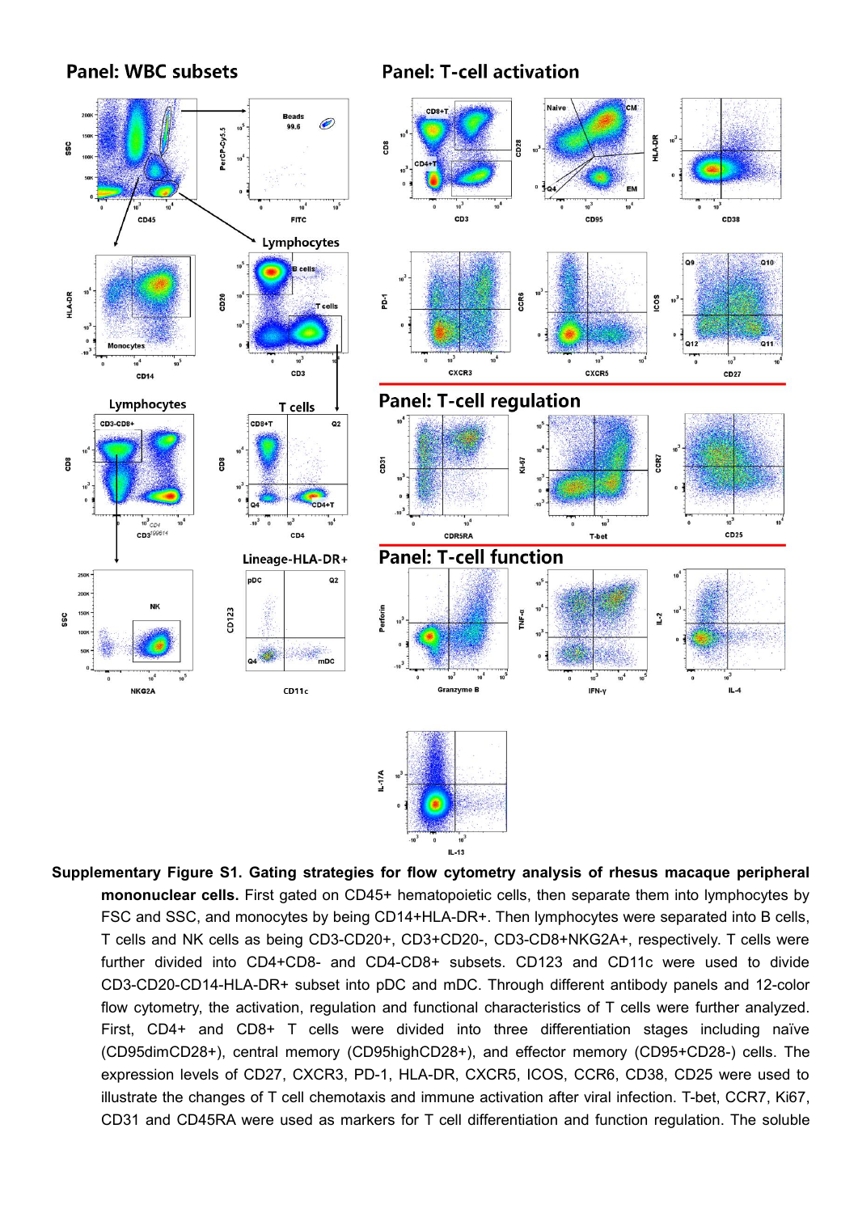**Supplementary Figure S1. Gating strategies for flow cytometry analysis of rhesus macaque peripheral mononuclear cells.** First gated on CD45+ hematopoietic cells, then separate them into lymphocytes by FSC and SSC, and monocytes by being CD14+HLA-DR+. Then lymphocytes were separated into B cells, T cells and NK cells as being CD3-CD20+, CD3+CD20-, CD3-CD8+NKG2A+, respectively. T cells were further divided into CD4+CD8- and CD4-CD8+ subsets. CD123 and CD11c were used to divide CD3-CD20-CD14-HLA-DR+ subset into pDC and mDC. Through different antibody panels and 12-color flow cytometry, the activation, regulation and functional characteristics of T cells were further analyzed. First, CD4+ and CD8+ T cells were divided into three differentiation stages including naïve (CD95dimCD28+), central memory (CD95highCD28+), and effector memory (CD95+CD28-) cells. The expression levels of CD27, CXCR3, PD-1, HLA-DR, CXCR5, ICOS, CCR6, CD38, CD25 were used to illustrate the changes of T cell chemotaxis and immune activation after viral infection. T-bet, CCR7, Ki67, CD31 and CD45RA were used as markers for T cell differentiation and function regulation. The soluble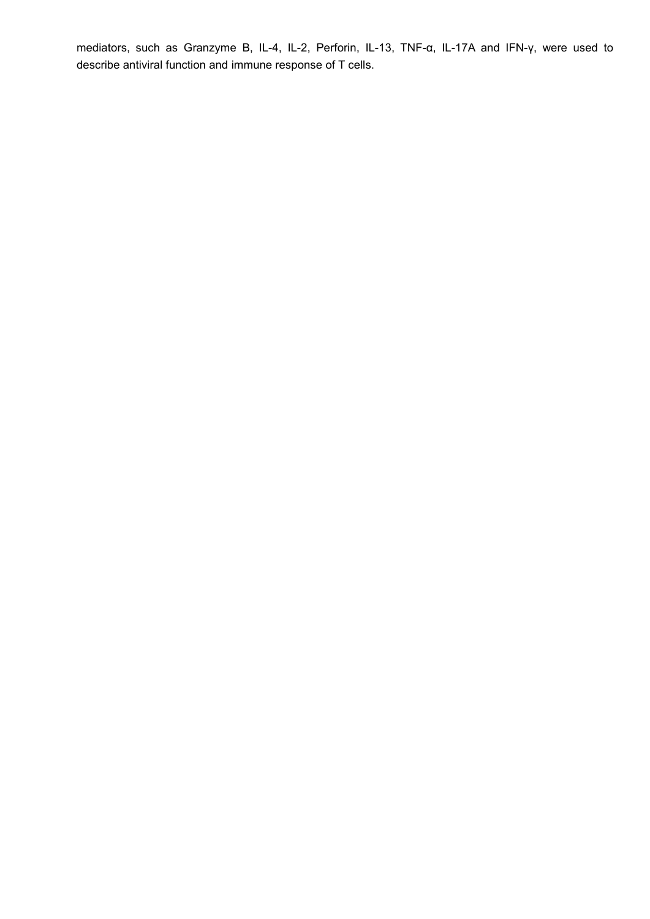mediators, such as Granzyme B, IL-4, IL-2, Perforin, IL-13, TNF-α, IL-17A and IFN-γ, were used to describe antiviral function and immune response of T cells.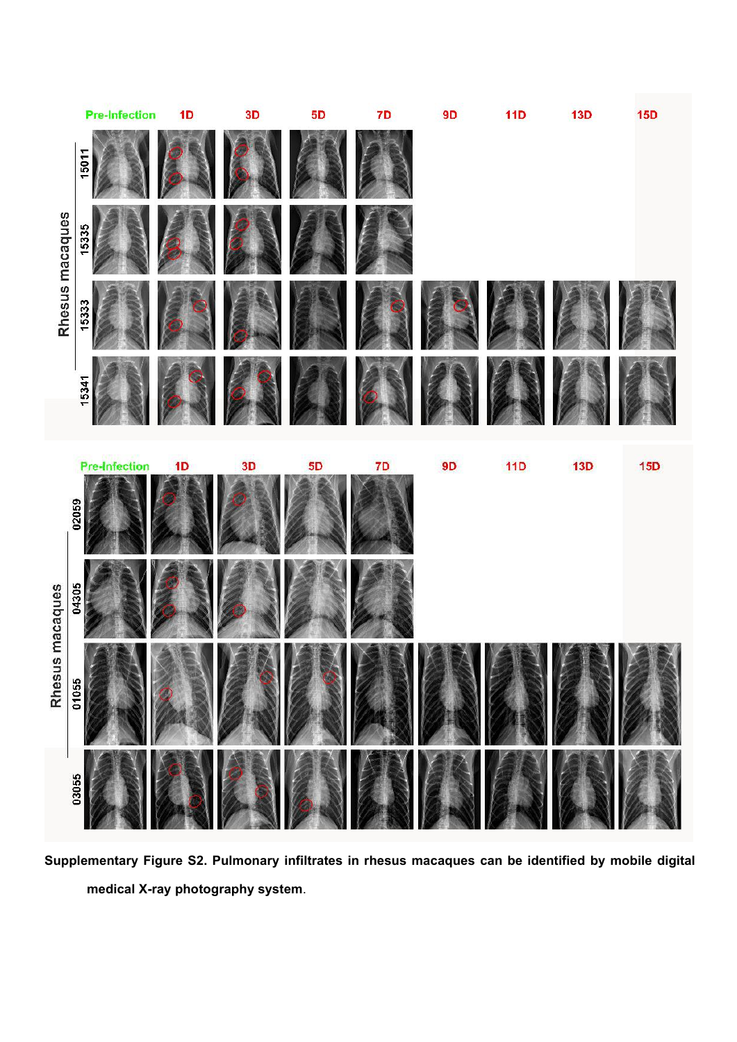**Supplementary Figure S2. Pulmonary infiltrates in rhesus macaques can be identified by mobile digital medical X-ray photography system**.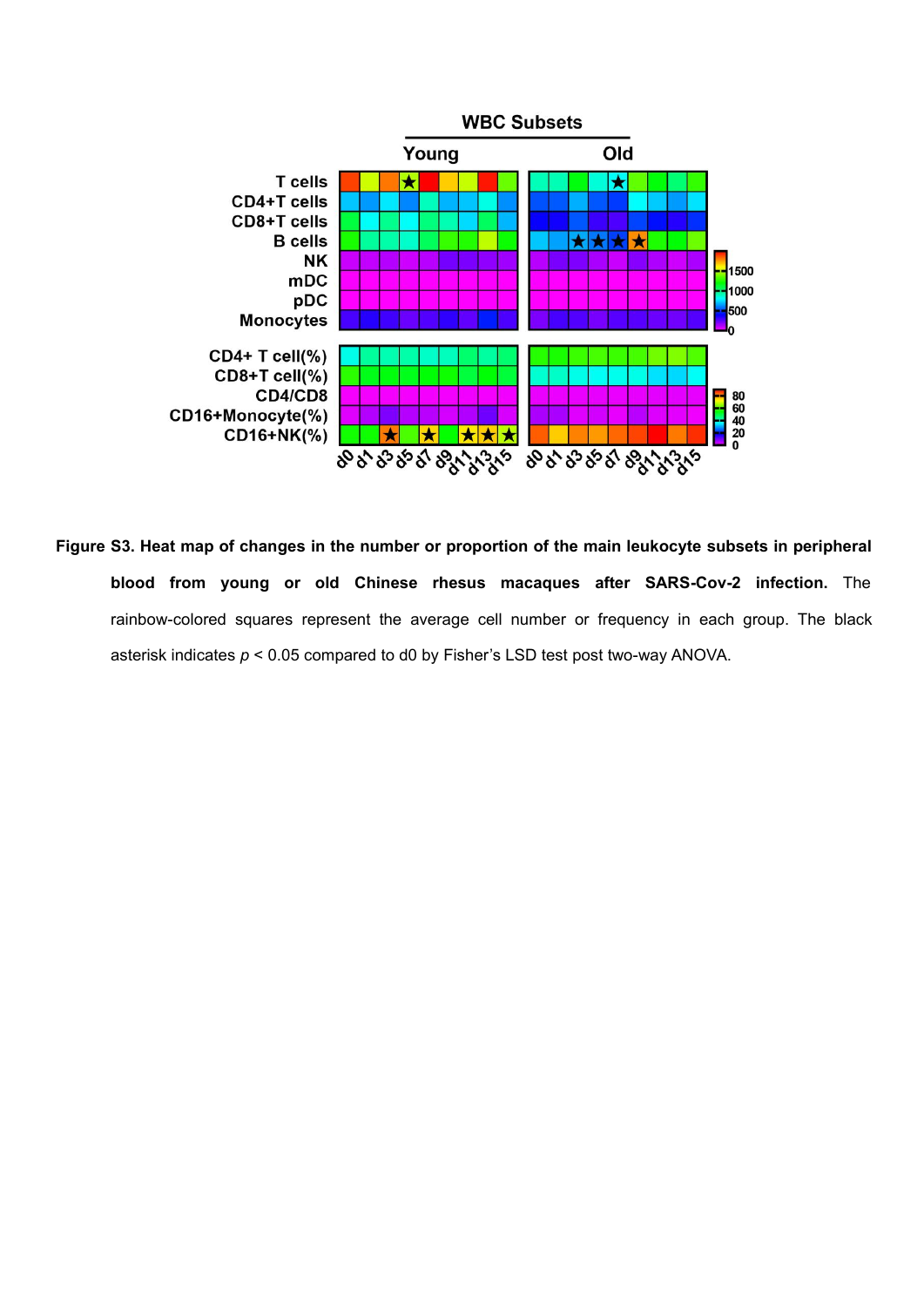**Figure S3. Heat map of changes in the number or proportion of the main leukocyte subsets in peripheral blood from young or old Chinese rhesus macaques after SARS-Cov-2 infection.** The rainbow-colored squares represent the average cell number or frequency in each group. The black asterisk indicates *p* < 0.05 compared to d0 by Fisher's LSD test post two-way ANOVA.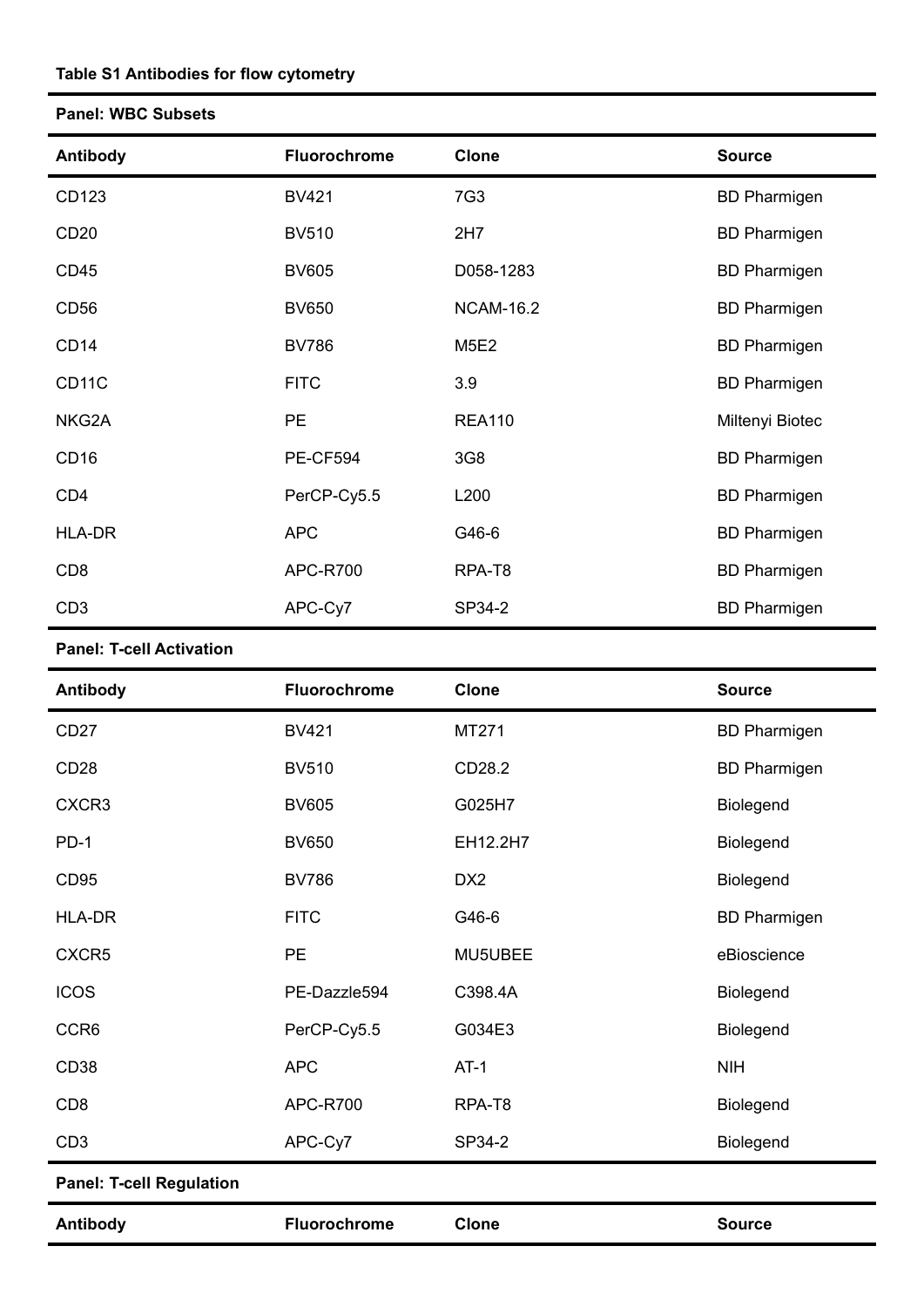**Table S1 Antibodies for flow cytometry**

**Panel: WBC Subsets**

| Antibody | Fluorochrome | Clone | Source |
|---|---|---|---|
| CD123 | BV421 | 7G3 | BD Pharmigen |
| CD20 | BV510 | 2H7 | BD Pharmigen |
| CD45 | BV605 | D058-1283 | BD Pharmigen |
| CD56 | BV650 | NCAM-16.2 | BD Pharmigen |
| CD14 | BV786 | M5E2 | BD Pharmigen |
| CD11C | FITC | 3.9 | BD Pharmigen |
| NKG2A | PE | REA110 | Miltenyi Biotec |
| CD16 | PE-CF594 | 3G8 | BD Pharmigen |
| CD4 | PerCP-Cy5.5 | L200 | BD Pharmigen |
| HLA-DR | APC | G46-6 | BD Pharmigen |
| CD8 | APC-R700 | RPA-T8 | BD Pharmigen |
| CD3 | APC-Cy7 | SP34-2 | BD Pharmigen |

**Panel: T-cell Activation**

| Antibody | Fluorochrome | Clone | Source |
|---|---|---|---|
| CD27 | BV421 | MT271 | BD Pharmigen |
| CD28 | BV510 | CD28.2 | BD Pharmigen |
| CXCR3 | BV605 | G025H7 | Biolegend |
| PD-1 | BV650 | EH12.2H7 | Biolegend |
| CD95 | BV786 | DX2 | Biolegend |
| HLA-DR | FITC | G46-6 | BD Pharmigen |
| CXCR5 | PE | MU5UBEE | eBioscience |
| ICOS | PE-Dazzle594 | C398.4A | Biolegend |
| CCR6 | PerCP-Cy5.5 | G034E3 | Biolegend |
| CD38 | APC | AT-1 | NIH |
| CD8 | APC-R700 | RPA-T8 | Biolegend |
| CD3 | APC-Cy7 | SP34-2 | Biolegend |

**Panel: T-cell Regulation**

| Antibody | Fluorochrome | Clone | Source |
|---|---|---|---|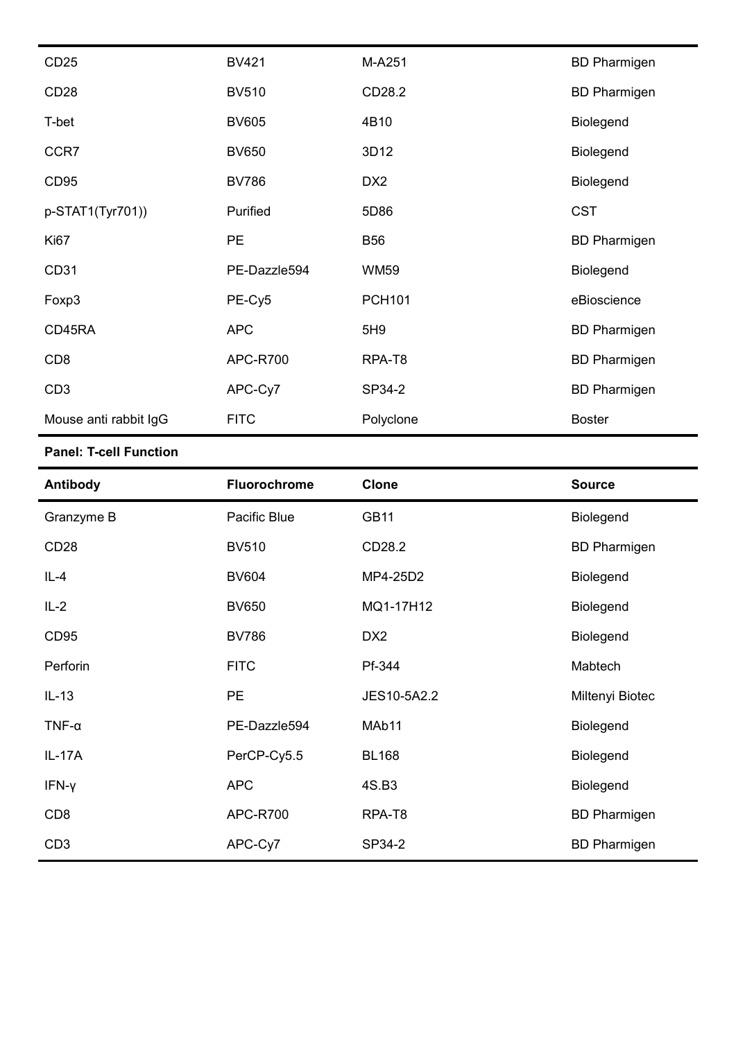| | | | |
|---|---|---|---|
| CD25 | BV421 | M-A251 | BD Pharmigen |
| CD28 | BV510 | CD28.2 | BD Pharmigen |
| T-bet | BV605 | 4B10 | Biolegend |
| CCR7 | BV650 | 3D12 | Biolegend |
| CD95 | BV786 | DX2 | Biolegend |
| p-STAT1(Tyr701)) | Purified | 5D86 | CST |
| Ki67 | PE | B56 | BD Pharmigen |
| CD31 | PE-Dazzle594 | WM59 | Biolegend |
| Foxp3 | PE-Cy5 | PCH101 | eBioscience |
| CD45RA | APC | 5H9 | BD Pharmigen |
| CD8 | APC-R700 | RPA-T8 | BD Pharmigen |
| CD3 | APC-Cy7 | SP34-2 | BD Pharmigen |
| Mouse anti rabbit IgG | FITC | Polyclone | Boster |

**Panel: T-cell Function**

| Antibody | Fluorochrome | Clone | Source |
|---|---|---|---|
| Granzyme B | Pacific Blue | GB11 | Biolegend |
| CD28 | BV510 | CD28.2 | BD Pharmigen |
| IL-4 | BV604 | MP4-25D2 | Biolegend |
| IL-2 | BV650 | MQ1-17H12 | Biolegend |
| CD95 | BV786 | DX2 | Biolegend |
| Perforin | FITC | Pf-344 | Mabtech |
| IL-13 | PE | JES10-5A2.2 | Miltenyi Biotec |
| TNF-α | PE-Dazzle594 | MAb11 | Biolegend |
| IL-17A | PerCP-Cy5.5 | BL168 | Biolegend |
| IFN-γ | APC | 4S.B3 | Biolegend |
| CD8 | APC-R700 | RPA-T8 | BD Pharmigen |
| CD3 | APC-Cy7 | SP34-2 | BD Pharmigen |